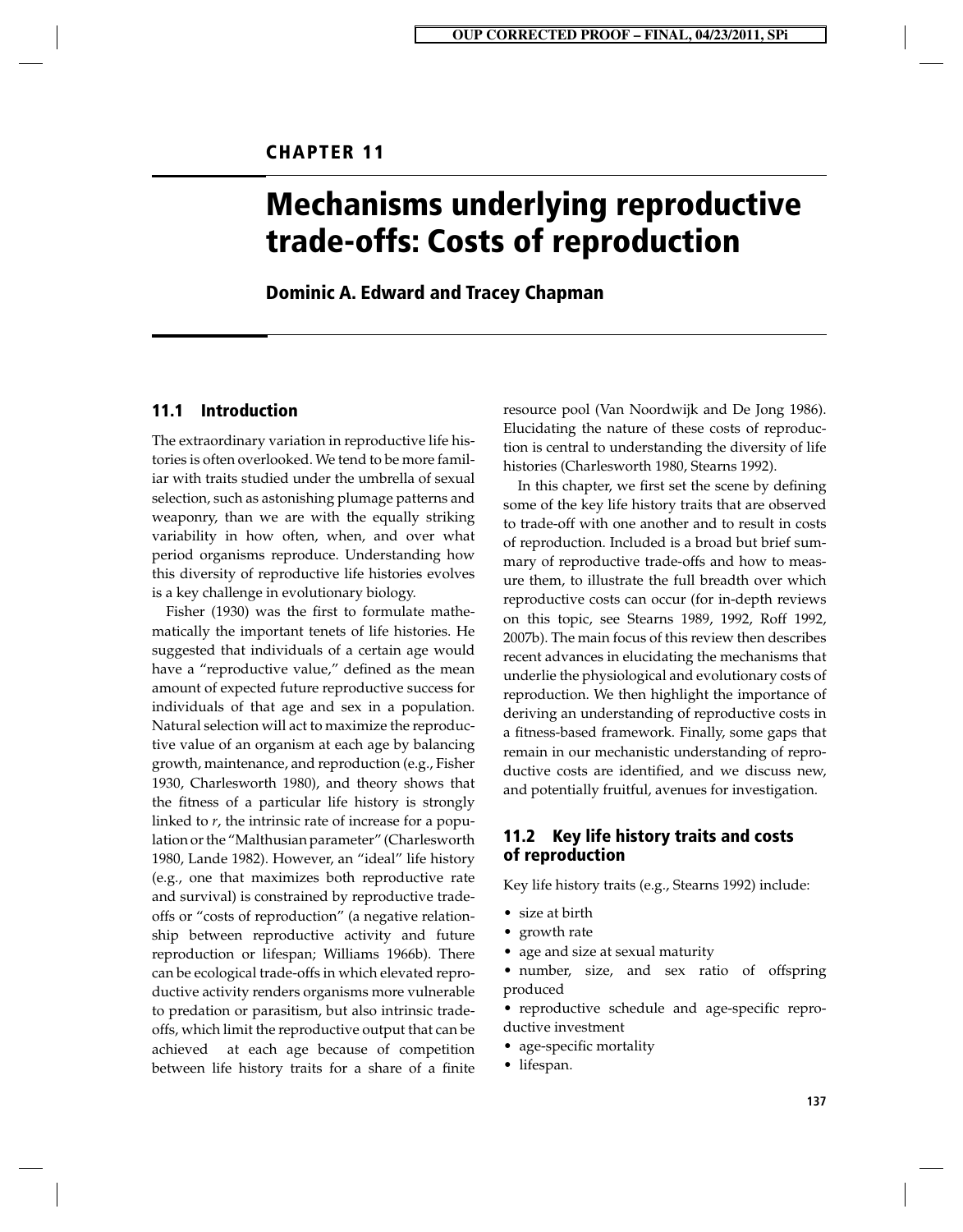# CHAPTER 11

# Mechanisms underlying reproductive trade-offs: Costs of reproduction

**Dominic A. Edward and Tracey Chapman**

## 11.1 Introduction

The extraordinary variation in reproductive life histories is often overlooked. We tend to be more familiar with traits studied under the umbrella of sexual selection, such as astonishing plumage patterns and weaponry, than we are with the equally striking variability in how often, when, and over what period organisms reproduce. Understanding how this diversity of reproductive life histories evolves is a key challenge in evolutionary biology.

Fisher (1930) was the first to formulate mathematically the important tenets of life histories. He suggested that individuals of a certain age would have a "reproductive value," defined as the mean amount of expected future reproductive success for individuals of that age and sex in a population. Natural selection will act to maximize the reproductive value of an organism at each age by balancing growth, maintenance, and reproduction (e.g., Fisher 1930, Charlesworth 1980), and theory shows that the fitness of a particular life history is strongly linked to $r$, the intrinsic rate of increase for a population or the "Malthusian parameter" (Charlesworth 1980, Lande 1982). However, an "ideal" life history (e.g., one that maximizes both reproductive rate and survival) is constrained by reproductive trade-offs or "costs of reproduction" (a negative relationship between reproductive activity and future reproduction or lifespan; Williams 1966b). There can be ecological trade-offs in which elevated reproductive activity renders organisms more vulnerable to predation or parasitism, but also intrinsic trade-offs, which limit the reproductive output that can be achieved at each age because of competition between life history traits for a share of a finite resource pool (Van Noordwijk and De Jong 1986). Elucidating the nature of these costs of reproduction is central to understanding the diversity of life histories (Charlesworth 1980, Stearns 1992).

In this chapter, we first set the scene by defining some of the key life history traits that are observed to trade-off with one another and to result in costs of reproduction. Included is a broad but brief summary of reproductive trade-offs and how to measure them, to illustrate the full breadth over which reproductive costs can occur (for in-depth reviews on this topic, see Stearns 1989, 1992, Roff 1992, 2007b). The main focus of this review then describes recent advances in elucidating the mechanisms that underlie the physiological and evolutionary costs of reproduction. We then highlight the importance of deriving an understanding of reproductive costs in a fitness-based framework. Finally, some gaps that remain in our mechanistic understanding of reproductive costs are identified, and we discuss new, and potentially fruitful, avenues for investigation.

## 11.2 Key life history traits and costs of reproduction

Key life history traits (e.g., Stearns 1992) include:

- size at birth
- growth rate
- age and size at sexual maturity
- number, size, and sex ratio of offspring produced
- reproductive schedule and age-specific reproductive investment
- age-specific mortality
- lifespan.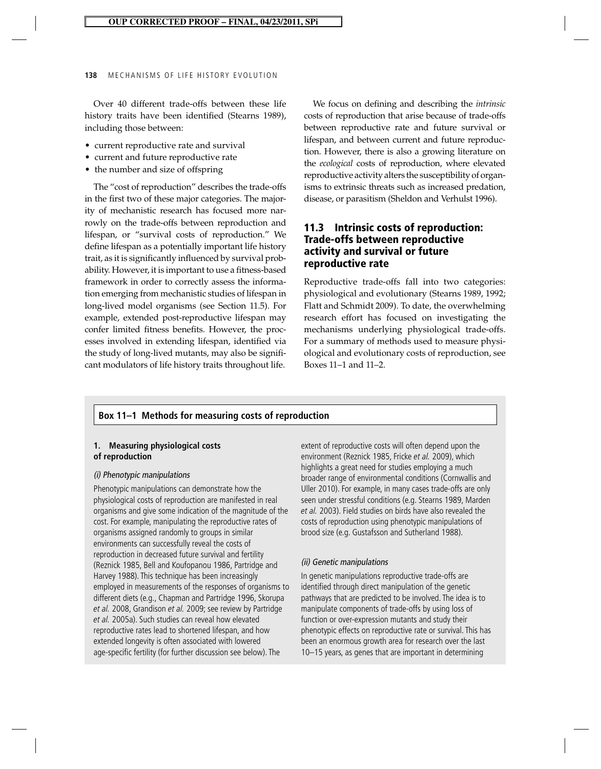Over 40 different trade-offs between these life history traits have been identified (Stearns 1989), including those between:

- current reproductive rate and survival
- current and future reproductive rate
- the number and size of offspring

The "cost of reproduction" describes the trade-offs in the first two of these major categories. The majority of mechanistic research has focused more narrowly on the trade-offs between reproduction and lifespan, or "survival costs of reproduction." We define lifespan as a potentially important life history trait, as it is significantly influenced by survival probability. However, it is important to use a fitness-based framework in order to correctly assess the information emerging from mechanistic studies of lifespan in long-lived model organisms (see Section 11.5). For example, extended post-reproductive lifespan may confer limited fitness benefits. However, the processes involved in extending lifespan, identified via the study of long-lived mutants, may also be significant modulators of life history traits throughout life.

We focus on defining and describing the *intrinsic* costs of reproduction that arise because of trade-offs between reproductive rate and future survival or lifespan, and between current and future reproduction. However, there is also a growing literature on the *ecological* costs of reproduction, where elevated reproductive activity alters the susceptibility of organisms to extrinsic threats such as increased predation, disease, or parasitism (Sheldon and Verhulst 1996).

## 11.3 Intrinsic costs of reproduction: Trade-offs between reproductive activity and survival or future reproductive rate

Reproductive trade-offs fall into two categories: physiological and evolutionary (Stearns 1989, 1992; Flatt and Schmidt 2009). To date, the overwhelming research effort has focused on investigating the mechanisms underlying physiological trade-offs. For a summary of methods used to measure physiological and evolutionary costs of reproduction, see Boxes 11–1 and 11–2.

### Box 11–1 Methods for measuring costs of reproduction

#### 1. Measuring physiological costs of reproduction

*(i) Phenotypic manipulations*

Phenotypic manipulations can demonstrate how the physiological costs of reproduction are manifested in real organisms and give some indication of the magnitude of the cost. For example, manipulating the reproductive rates of organisms assigned randomly to groups in similar environments can successfully reveal the costs of reproduction in decreased future survival and fertility (Reznick 1985, Bell and Koufopanou 1986, Partridge and Harvey 1988). This technique has been increasingly employed in measurements of the responses of organisms to different diets (e.g., Chapman and Partridge 1996, Skorupa *et al.* 2008, Grandison *et al.* 2009; see review by Partridge *et al.* 2005a). Such studies can reveal how elevated reproductive rates lead to shortened lifespan, and how extended longevity is often associated with lowered age-specific fertility (for further discussion see below). The extent of reproductive costs will often depend upon the environment (Reznick 1985, Fricke *et al.* 2009), which highlights a great need for studies employing a much broader range of environmental conditions (Cornwallis and Uller 2010). For example, in many cases trade-offs are only seen under stressful conditions (e.g. Stearns 1989, Marden *et al.* 2003). Field studies on birds have also revealed the costs of reproduction using phenotypic manipulations of brood size (e.g. Gustafsson and Sutherland 1988).

*(ii) Genetic manipulations*

In genetic manipulations reproductive trade-offs are identified through direct manipulation of the genetic pathways that are predicted to be involved. The idea is to manipulate components of trade-offs by using loss of function or over-expression mutants and study their phenotypic effects on reproductive rate or survival. This has been an enormous growth area for research over the last 10–15 years, as genes that are important in determining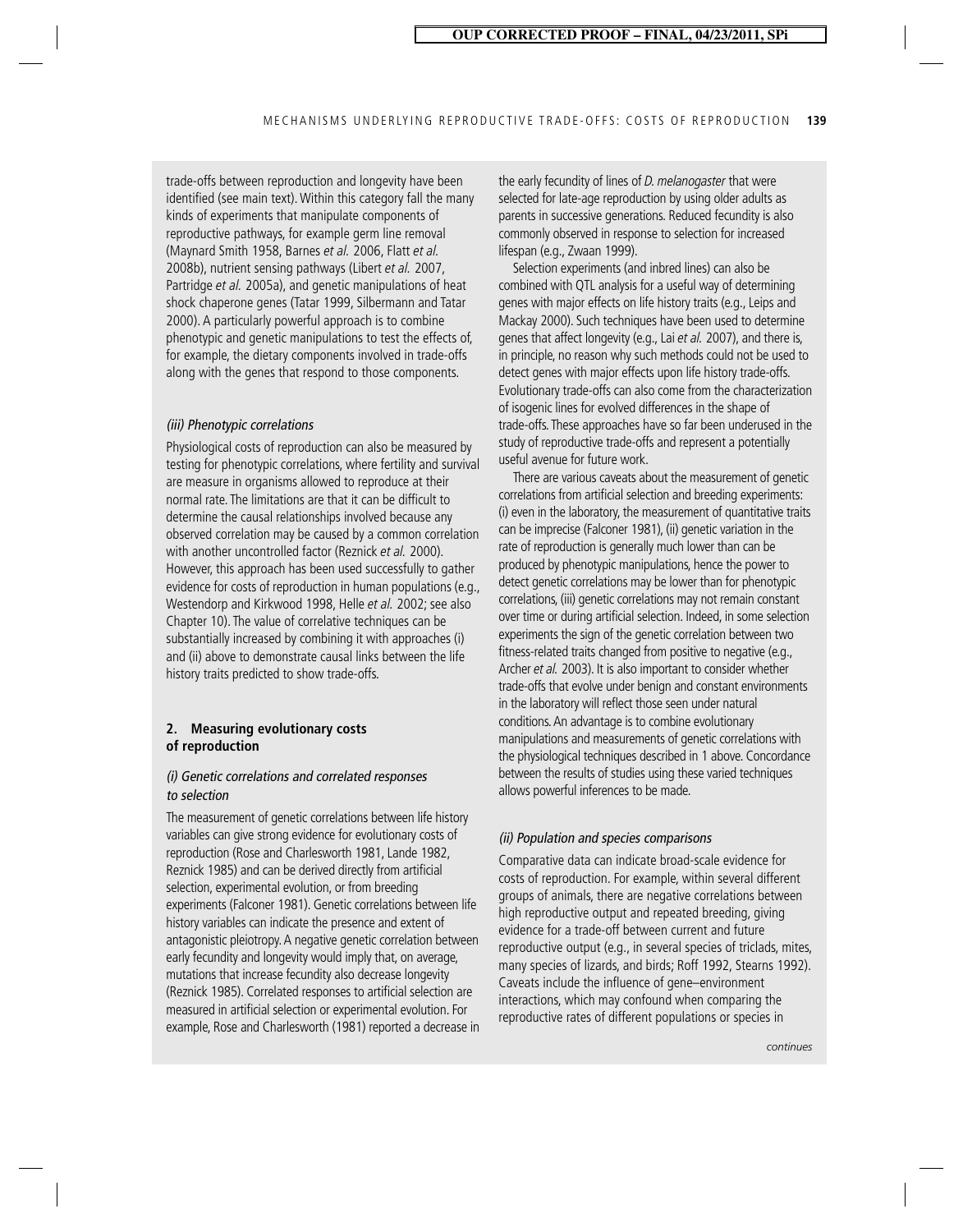trade-offs between reproduction and longevity have been identified (see main text). Within this category fall the many kinds of experiments that manipulate components of reproductive pathways, for example germ line removal (Maynard Smith 1958, Barnes *et al.* 2006, Flatt *et al.* 2008b), nutrient sensing pathways (Libert *et al.* 2007, Partridge *et al.* 2005a), and genetic manipulations of heat shock chaperone genes (Tatar 1999, Silbermann and Tatar 2000). A particularly powerful approach is to combine phenotypic and genetic manipulations to test the effects of, for example, the dietary components involved in trade-offs along with the genes that respond to those components.

*(iii) Phenotypic correlations*

Physiological costs of reproduction can also be measured by testing for phenotypic correlations, where fertility and survival are measure in organisms allowed to reproduce at their normal rate. The limitations are that it can be difficult to determine the causal relationships involved because any observed correlation may be caused by a common correlation with another uncontrolled factor (Reznick *et al.* 2000). However, this approach has been used successfully to gather evidence for costs of reproduction in human populations (e.g., Westendorp and Kirkwood 1998, Helle *et al.* 2002; see also Chapter 10). The value of correlative techniques can be substantially increased by combining it with approaches (i) and (ii) above to demonstrate causal links between the life history traits predicted to show trade-offs.

**2. Measuring evolutionary costs of reproduction**

*(i) Genetic correlations and correlated responses to selection*

The measurement of genetic correlations between life history variables can give strong evidence for evolutionary costs of reproduction (Rose and Charlesworth 1981, Lande 1982, Reznick 1985) and can be derived directly from artificial selection, experimental evolution, or from breeding experiments (Falconer 1981). Genetic correlations between life history variables can indicate the presence and extent of antagonistic pleiotropy. A negative genetic correlation between early fecundity and longevity would imply that, on average, mutations that increase fecundity also decrease longevity (Reznick 1985). Correlated responses to artificial selection are measured in artificial selection or experimental evolution. For example, Rose and Charlesworth (1981) reported a decrease in the early fecundity of lines of *D. melanogaster* that were selected for late-age reproduction by using older adults as parents in successive generations. Reduced fecundity is also commonly observed in response to selection for increased lifespan (e.g., Zwaan 1999).

Selection experiments (and inbred lines) can also be combined with QTL analysis for a useful way of determining genes with major effects on life history traits (e.g., Leips and Mackay 2000). Such techniques have been used to determine genes that affect longevity (e.g., Lai *et al.* 2007), and there is, in principle, no reason why such methods could not be used to detect genes with major effects upon life history trade-offs. Evolutionary trade-offs can also come from the characterization of isogenic lines for evolved differences in the shape of trade-offs. These approaches have so far been underused in the study of reproductive trade-offs and represent a potentially useful avenue for future work.

There are various caveats about the measurement of genetic correlations from artificial selection and breeding experiments: (i) even in the laboratory, the measurement of quantitative traits can be imprecise (Falconer 1981), (ii) genetic variation in the rate of reproduction is generally much lower than can be produced by phenotypic manipulations, hence the power to detect genetic correlations may be lower than for phenotypic correlations, (iii) genetic correlations may not remain constant over time or during artificial selection. Indeed, in some selection experiments the sign of the genetic correlation between two fitness-related traits changed from positive to negative (e.g., Archer *et al.* 2003). It is also important to consider whether trade-offs that evolve under benign and constant environments in the laboratory will reflect those seen under natural conditions. An advantage is to combine evolutionary manipulations and measurements of genetic correlations with the physiological techniques described in 1 above. Concordance between the results of studies using these varied techniques allows powerful inferences to be made.

*(ii) Population and species comparisons*

Comparative data can indicate broad-scale evidence for costs of reproduction. For example, within several different groups of animals, there are negative correlations between high reproductive output and repeated breeding, giving evidence for a trade-off between current and future reproductive output (e.g., in several species of triclads, mites, many species of lizards, and birds; Roff 1992, Stearns 1992). Caveats include the influence of gene–environment interactions, which may confound when comparing the reproductive rates of different populations or species in

*continues*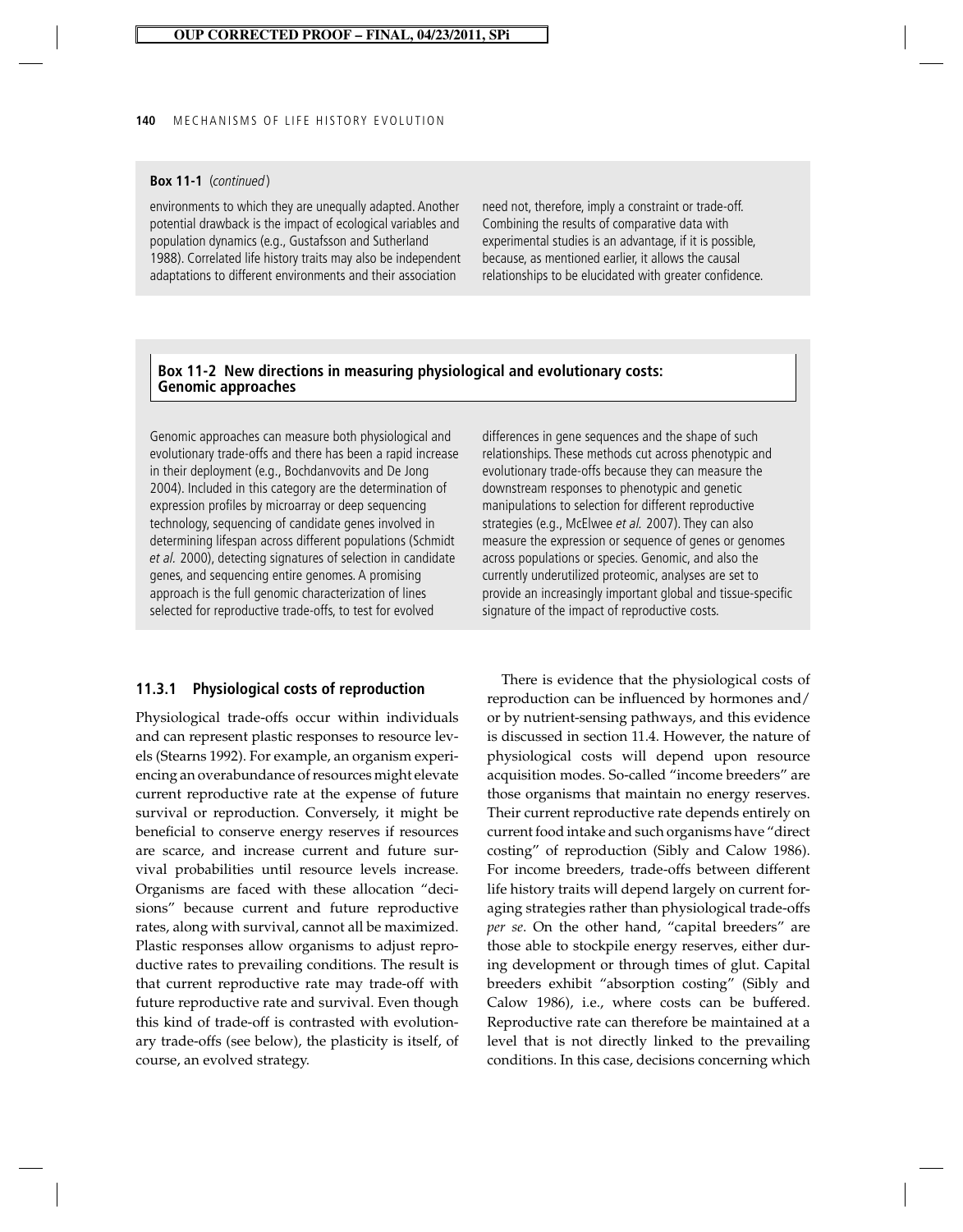**Box 11-1** (*continued*)

environments to which they are unequally adapted. Another potential drawback is the impact of ecological variables and population dynamics (e.g., Gustafsson and Sutherland 1988). Correlated life history traits may also be independent adaptations to different environments and their association need not, therefore, imply a constraint or trade-off. Combining the results of comparative data with experimental studies is an advantage, if it is possible, because, as mentioned earlier, it allows the causal relationships to be elucidated with greater confidence.

**Box 11-2 New directions in measuring physiological and evolutionary costs: Genomic approaches**

Genomic approaches can measure both physiological and evolutionary trade-offs and there has been a rapid increase in their deployment (e.g., Bochdanvovits and De Jong 2004). Included in this category are the determination of expression profiles by microarray or deep sequencing technology, sequencing of candidate genes involved in determining lifespan across different populations (Schmidt *et al.* 2000), detecting signatures of selection in candidate genes, and sequencing entire genomes. A promising approach is the full genomic characterization of lines selected for reproductive trade-offs, to test for evolved differences in gene sequences and the shape of such relationships. These methods cut across phenotypic and evolutionary trade-offs because they can measure the downstream responses to phenotypic and genetic manipulations to selection for different reproductive strategies (e.g., McElwee *et al.* 2007). They can also measure the expression or sequence of genes or genomes across populations or species. Genomic, and also the currently underutilized proteomic, analyses are set to provide an increasingly important global and tissue-specific signature of the impact of reproductive costs.

### 11.3.1 Physiological costs of reproduction

Physiological trade-offs occur within individuals and can represent plastic responses to resource levels (Stearns 1992). For example, an organism experiencing an overabundance of resources might elevate current reproductive rate at the expense of future survival or reproduction. Conversely, it might be beneficial to conserve energy reserves if resources are scarce, and increase current and future survival probabilities until resource levels increase. Organisms are faced with these allocation "decisions" because current and future reproductive rates, along with survival, cannot all be maximized. Plastic responses allow organisms to adjust reproductive rates to prevailing conditions. The result is that current reproductive rate may trade-off with future reproductive rate and survival. Even though this kind of trade-off is contrasted with evolutionary trade-offs (see below), the plasticity is itself, of course, an evolved strategy.

There is evidence that the physiological costs of reproduction can be influenced by hormones and/or by nutrient-sensing pathways, and this evidence is discussed in section 11.4. However, the nature of physiological costs will depend upon resource acquisition modes. So-called "income breeders" are those organisms that maintain no energy reserves. Their current reproductive rate depends entirely on current food intake and such organisms have "direct costing" of reproduction (Sibly and Calow 1986). For income breeders, trade-offs between different life history traits will depend largely on current foraging strategies rather than physiological trade-offs *per se*. On the other hand, "capital breeders" are those able to stockpile energy reserves, either during development or through times of glut. Capital breeders exhibit "absorption costing" (Sibly and Calow 1986), i.e., where costs can be buffered. Reproductive rate can therefore be maintained at a level that is not directly linked to the prevailing conditions. In this case, decisions concerning which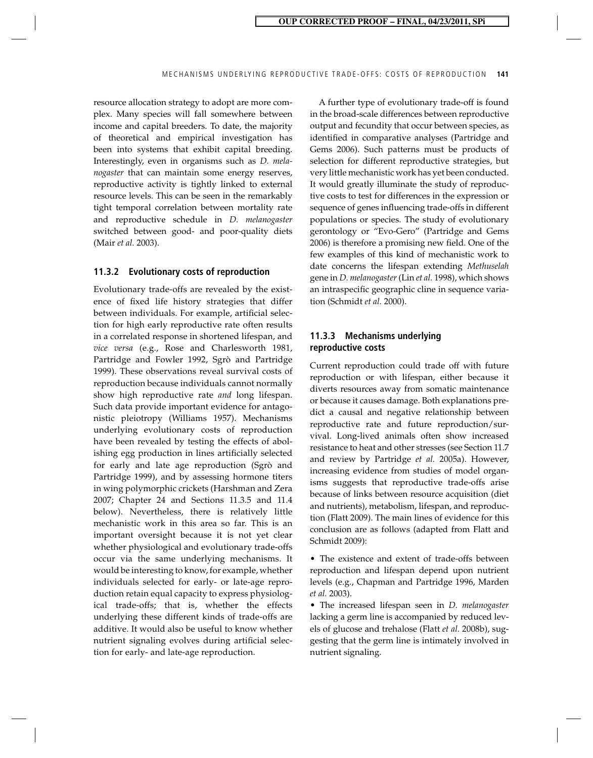resource allocation strategy to adopt are more complex. Many species will fall somewhere between income and capital breeders. To date, the majority of theoretical and empirical investigation has been into systems that exhibit capital breeding. Interestingly, even in organisms such as *D. melanogaster* that can maintain some energy reserves, reproductive activity is tightly linked to external resource levels. This can be seen in the remarkably tight temporal correlation between mortality rate and reproductive schedule in *D. melanogaster* switched between good- and poor-quality diets (Mair *et al.* 2003).

### 11.3.2 Evolutionary costs of reproduction

Evolutionary trade-offs are revealed by the existence of fixed life history strategies that differ between individuals. For example, artificial selection for high early reproductive rate often results in a correlated response in shortened lifespan, and *vice versa* (e.g., Rose and Charlesworth 1981, Partridge and Fowler 1992, Sgrò and Partridge 1999). These observations reveal survival costs of reproduction because individuals cannot normally show high reproductive rate *and* long lifespan. Such data provide important evidence for antagonistic pleiotropy (Williams 1957). Mechanisms underlying evolutionary costs of reproduction have been revealed by testing the effects of abolishing egg production in lines artificially selected for early and late age reproduction (Sgrò and Partridge 1999), and by assessing hormone titers in wing polymorphic crickets (Harshman and Zera 2007; Chapter 24 and Sections 11.3.5 and 11.4 below). Nevertheless, there is relatively little mechanistic work in this area so far. This is an important oversight because it is not yet clear whether physiological and evolutionary trade-offs occur via the same underlying mechanisms. It would be interesting to know, for example, whether individuals selected for early- or late-age reproduction retain equal capacity to express physiological trade-offs; that is, whether the effects underlying these different kinds of trade-offs are additive. It would also be useful to know whether nutrient signaling evolves during artificial selection for early- and late-age reproduction.

A further type of evolutionary trade-off is found in the broad-scale differences between reproductive output and fecundity that occur between species, as identified in comparative analyses (Partridge and Gems 2006). Such patterns must be products of selection for different reproductive strategies, but very little mechanistic work has yet been conducted. It would greatly illuminate the study of reproductive costs to test for differences in the expression or sequence of genes influencing trade-offs in different populations or species. The study of evolutionary gerontology or "Evo-Gero" (Partridge and Gems 2006) is therefore a promising new field. One of the few examples of this kind of mechanistic work to date concerns the lifespan extending *Methuselah* gene in *D. melanogaster* (Lin *et al.* 1998), which shows an intraspecific geographic cline in sequence variation (Schmidt *et al.* 2000).

### 11.3.3 Mechanisms underlying reproductive costs

Current reproduction could trade off with future reproduction or with lifespan, either because it diverts resources away from somatic maintenance or because it causes damage. Both explanations predict a causal and negative relationship between reproductive rate and future reproduction/survival. Long-lived animals often show increased resistance to heat and other stresses (see Section 11.7 and review by Partridge *et al.* 2005a). However, increasing evidence from studies of model organisms suggests that reproductive trade-offs arise because of links between resource acquisition (diet and nutrients), metabolism, lifespan, and reproduction (Flatt 2009). The main lines of evidence for this conclusion are as follows (adapted from Flatt and Schmidt 2009):

- The existence and extent of trade-offs between reproduction and lifespan depend upon nutrient levels (e.g., Chapman and Partridge 1996, Marden *et al.* 2003).
- The increased lifespan seen in *D. melanogaster* lacking a germ line is accompanied by reduced levels of glucose and trehalose (Flatt *et al.* 2008b), suggesting that the germ line is intimately involved in nutrient signaling.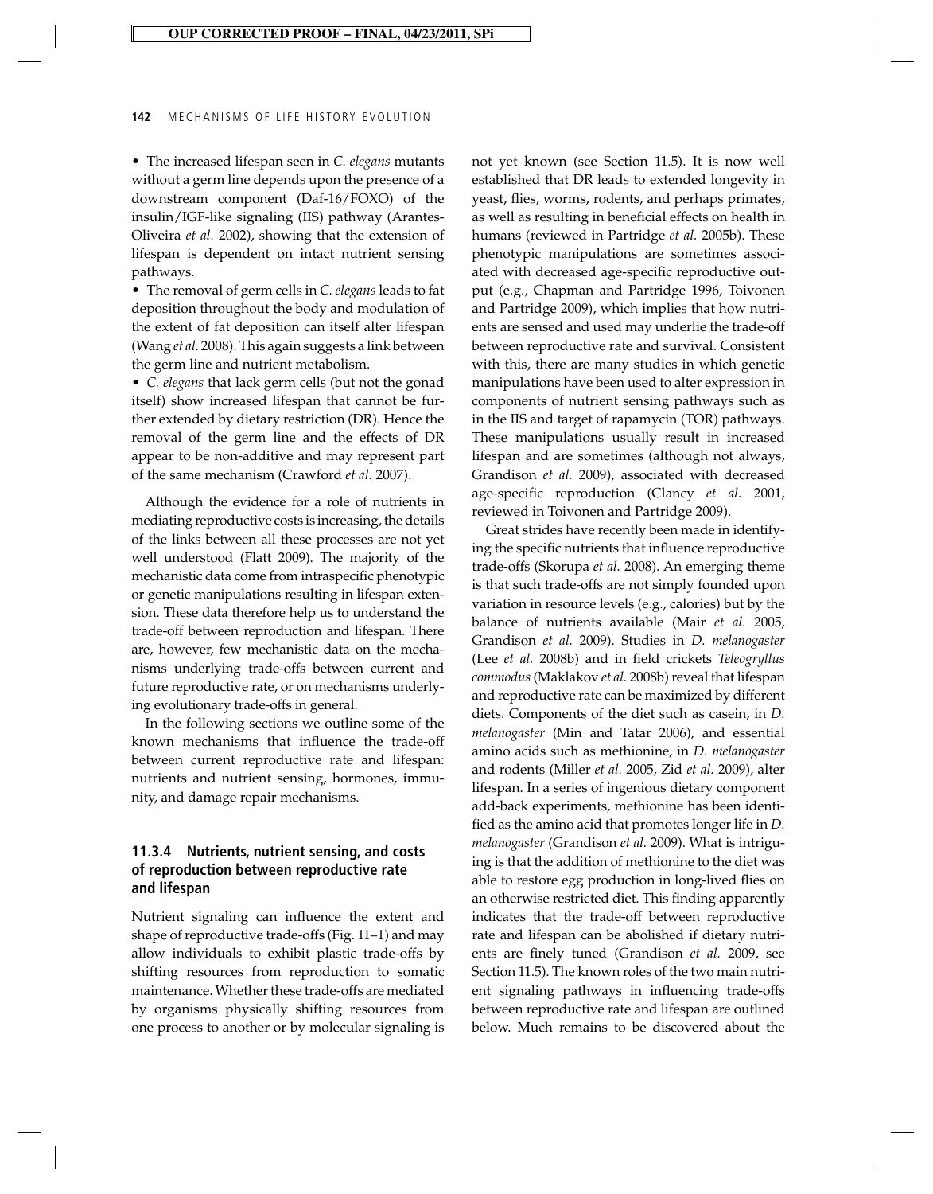- The increased lifespan seen in *C. elegans* mutants without a germ line depends upon the presence of a downstream component (Daf-16/FOXO) of the insulin/IGF-like signaling (IIS) pathway (Arantes-Oliveira *et al.* 2002), showing that the extension of lifespan is dependent on intact nutrient sensing pathways.
- The removal of germ cells in *C. elegans* leads to fat deposition throughout the body and modulation of the extent of fat deposition can itself alter lifespan (Wang *et al.* 2008). This again suggests a link between the germ line and nutrient metabolism.
- *C. elegans* that lack germ cells (but not the gonad itself) show increased lifespan that cannot be further extended by dietary restriction (DR). Hence the removal of the germ line and the effects of DR appear to be non-additive and may represent part of the same mechanism (Crawford *et al.* 2007).

Although the evidence for a role of nutrients in mediating reproductive costs is increasing, the details of the links between all these processes are not yet well understood (Flatt 2009). The majority of the mechanistic data come from intraspecific phenotypic or genetic manipulations resulting in lifespan extension. These data therefore help us to understand the trade-off between reproduction and lifespan. There are, however, few mechanistic data on the mechanisms underlying trade-offs between current and future reproductive rate, or on mechanisms underlying evolutionary trade-offs in general.

In the following sections we outline some of the known mechanisms that influence the trade-off between current reproductive rate and lifespan: nutrients and nutrient sensing, hormones, immunity, and damage repair mechanisms.

### 11.3.4 Nutrients, nutrient sensing, and costs of reproduction between reproductive rate and lifespan

Nutrient signaling can influence the extent and shape of reproductive trade-offs (Fig. 11–1) and may allow individuals to exhibit plastic trade-offs by shifting resources from reproduction to somatic maintenance. Whether these trade-offs are mediated by organisms physically shifting resources from one process to another or by molecular signaling is not yet known (see Section 11.5). It is now well established that DR leads to extended longevity in yeast, flies, worms, rodents, and perhaps primates, as well as resulting in beneficial effects on health in humans (reviewed in Partridge *et al.* 2005b). These phenotypic manipulations are sometimes associated with decreased age-specific reproductive output (e.g., Chapman and Partridge 1996, Toivonen and Partridge 2009), which implies that how nutrients are sensed and used may underlie the trade-off between reproductive rate and survival. Consistent with this, there are many studies in which genetic manipulations have been used to alter expression in components of nutrient sensing pathways such as in the IIS and target of rapamycin (TOR) pathways. These manipulations usually result in increased lifespan and are sometimes (although not always, Grandison *et al.* 2009), associated with decreased age-specific reproduction (Clancy *et al.* 2001, reviewed in Toivonen and Partridge 2009).

Great strides have recently been made in identifying the specific nutrients that influence reproductive trade-offs (Skorupa *et al.* 2008). An emerging theme is that such trade-offs are not simply founded upon variation in resource levels (e.g., calories) but by the balance of nutrients available (Mair *et al.* 2005, Grandison *et al.* 2009). Studies in *D. melanogaster* (Lee *et al.* 2008b) and in field crickets *Teleogryllus commodus* (Maklakov *et al.* 2008b) reveal that lifespan and reproductive rate can be maximized by different diets. Components of the diet such as casein, in *D. melanogaster* (Min and Tatar 2006), and essential amino acids such as methionine, in *D. melanogaster* and rodents (Miller *et al.* 2005, Zid *et al.* 2009), alter lifespan. In a series of ingenious dietary component add-back experiments, methionine has been identified as the amino acid that promotes longer life in *D. melanogaster* (Grandison *et al.* 2009). What is intriguing is that the addition of methionine to the diet was able to restore egg production in long-lived flies on an otherwise restricted diet. This finding apparently indicates that the trade-off between reproductive rate and lifespan can be abolished if dietary nutrients are finely tuned (Grandison *et al.* 2009, see Section 11.5). The known roles of the two main nutrient signaling pathways in influencing trade-offs between reproductive rate and lifespan are outlined below. Much remains to be discovered about the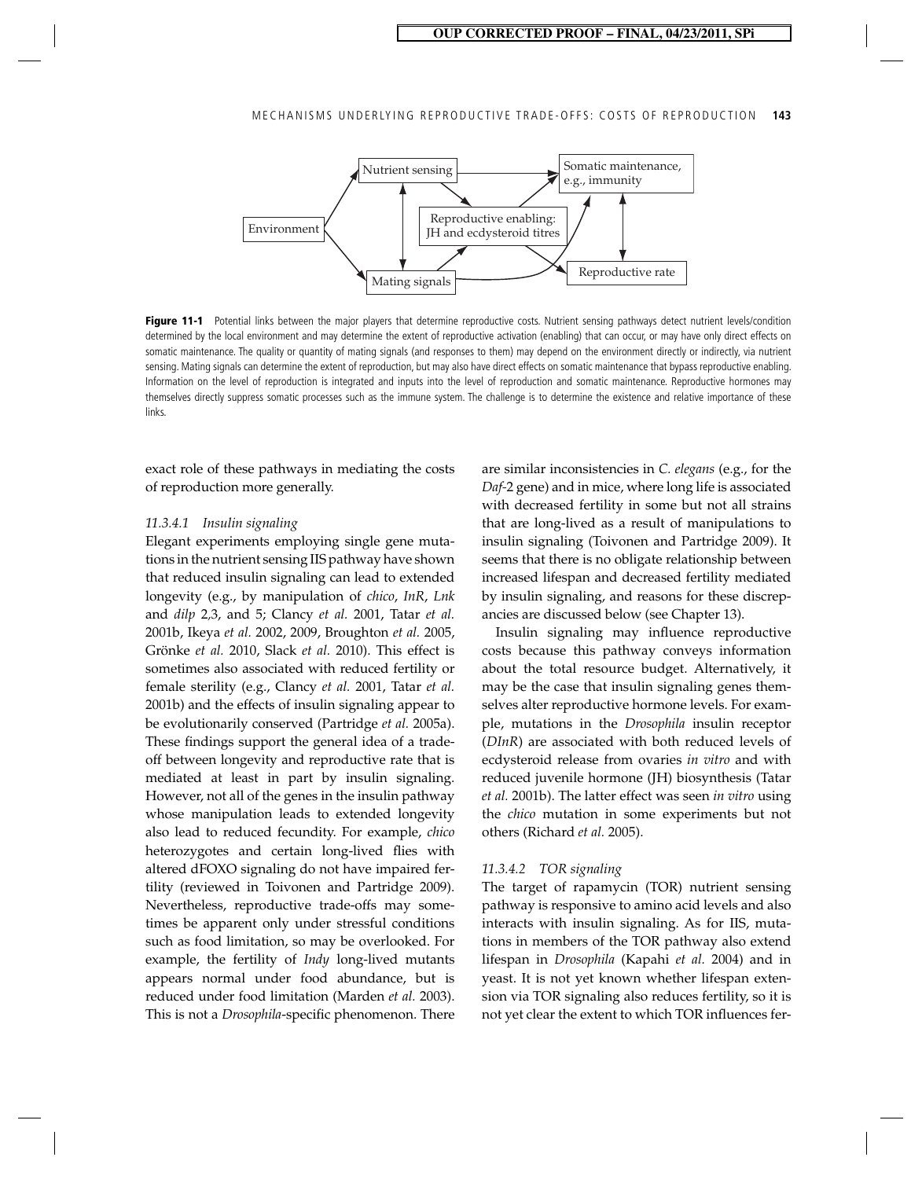Nutrient sensing

Somatic maintenance, e.g., immunity

Reproductive enabling: JH and ecdysteroid titres

Environment

Mating signals

Reproductive rate

**Figure 11-1** Potential links between the major players that determine reproductive costs. Nutrient sensing pathways detect nutrient levels/condition determined by the local environment and may determine the extent of reproductive activation (enabling) that can occur, or may have only direct effects on somatic maintenance. The quality or quantity of mating signals (and responses to them) may depend on the environment directly or indirectly, via nutrient sensing. Mating signals can determine the extent of reproduction, but may also have direct effects on somatic maintenance that bypass reproductive enabling. Information on the level of reproduction is integrated and inputs into the level of reproduction and somatic maintenance. Reproductive hormones may themselves directly suppress somatic processes such as the immune system. The challenge is to determine the existence and relative importance of these links.

exact role of these pathways in mediating the costs of reproduction more generally.

#### *11.3.4.1 Insulin signaling*

Elegant experiments employing single gene mutations in the nutrient sensing IIS pathway have shown that reduced insulin signaling can lead to extended longevity (e.g., by manipulation of *chico*, *InR*, *Lnk* and *dilp* 2,3, and 5; Clancy *et al.* 2001, Tatar *et al.* 2001b, Ikeya *et al.* 2002, 2009, Broughton *et al.* 2005, Grönke *et al.* 2010, Slack *et al.* 2010). This effect is sometimes also associated with reduced fertility or female sterility (e.g., Clancy *et al.* 2001, Tatar *et al.* 2001b) and the effects of insulin signaling appear to be evolutionarily conserved (Partridge *et al.* 2005a). These findings support the general idea of a trade-off between longevity and reproductive rate that is mediated at least in part by insulin signaling. However, not all of the genes in the insulin pathway whose manipulation leads to extended longevity also lead to reduced fecundity. For example, *chico* heterozygotes and certain long-lived flies with altered dFOXO signaling do not have impaired fertility (reviewed in Toivonen and Partridge 2009). Nevertheless, reproductive trade-offs may sometimes be apparent only under stressful conditions such as food limitation, so may be overlooked. For example, the fertility of *Indy* long-lived mutants appears normal under food abundance, but is reduced under food limitation (Marden *et al.* 2003). This is not a *Drosophila*-specific phenomenon. There are similar inconsistencies in *C. elegans* (e.g., for the *Daf*-2 gene) and in mice, where long life is associated with decreased fertility in some but not all strains that are long-lived as a result of manipulations to insulin signaling (Toivonen and Partridge 2009). It seems that there is no obligate relationship between increased lifespan and decreased fertility mediated by insulin signaling, and reasons for these discrepancies are discussed below (see Chapter 13).

Insulin signaling may influence reproductive costs because this pathway conveys information about the total resource budget. Alternatively, it may be the case that insulin signaling genes themselves alter reproductive hormone levels. For example, mutations in the *Drosophila* insulin receptor (*DInR*) are associated with both reduced levels of ecdysteroid release from ovaries *in vitro* and with reduced juvenile hormone (JH) biosynthesis (Tatar *et al.* 2001b). The latter effect was seen *in vitro* using the *chico* mutation in some experiments but not others (Richard *et al.* 2005).

#### *11.3.4.2 TOR signaling*

The target of rapamycin (TOR) nutrient sensing pathway is responsive to amino acid levels and also interacts with insulin signaling. As for IIS, mutations in members of the TOR pathway also extend lifespan in *Drosophila* (Kapahi *et al.* 2004) and in yeast. It is not yet known whether lifespan extension via TOR signaling also reduces fertility, so it is not yet clear the extent to which TOR influences fer-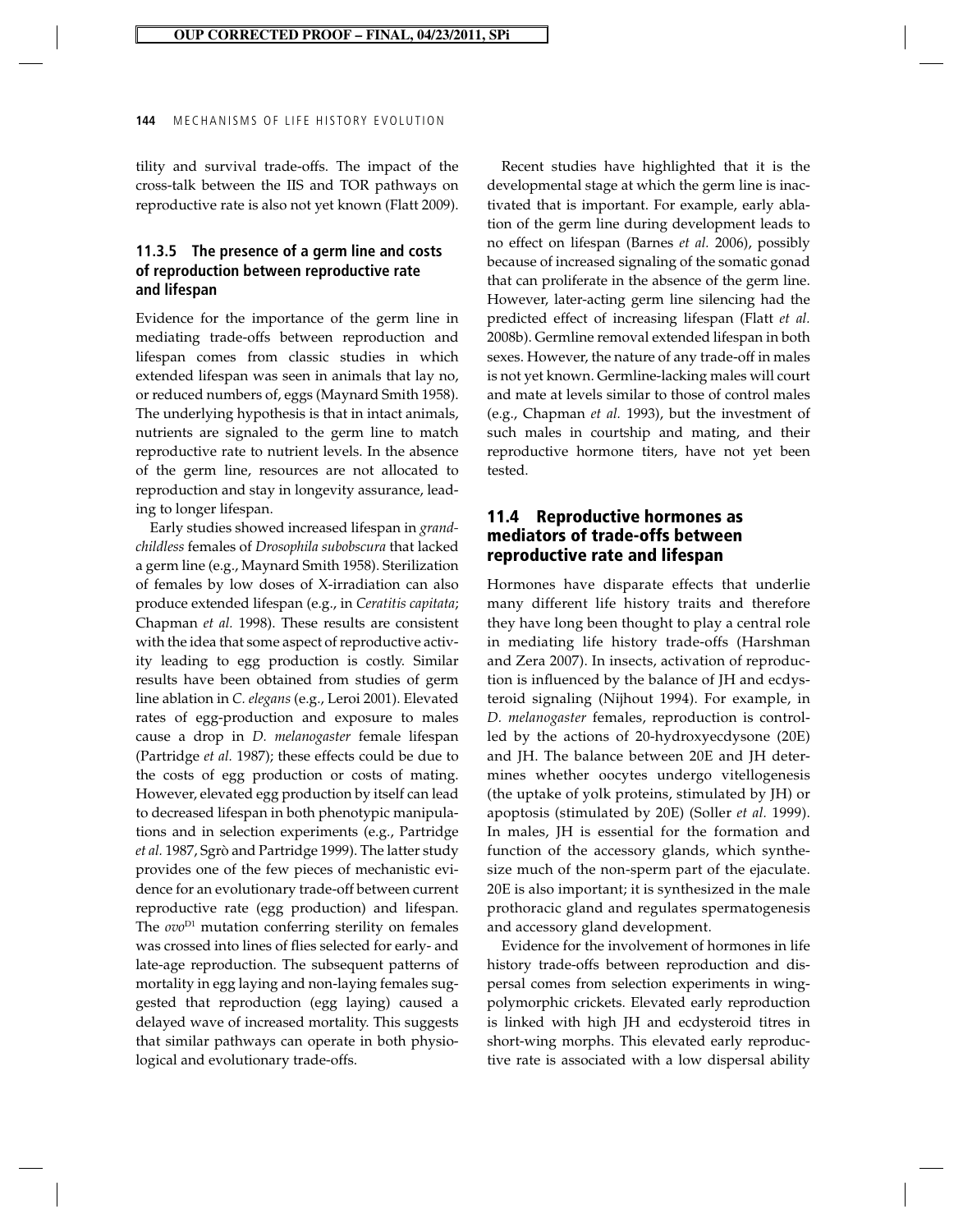tility and survival trade-offs. The impact of the cross-talk between the IIS and TOR pathways on reproductive rate is also not yet known (Flatt 2009).

### 11.3.5 The presence of a germ line and costs of reproduction between reproductive rate and lifespan

Evidence for the importance of the germ line in mediating trade-offs between reproduction and lifespan comes from classic studies in which extended lifespan was seen in animals that lay no, or reduced numbers of, eggs (Maynard Smith 1958). The underlying hypothesis is that in intact animals, nutrients are signaled to the germ line to match reproductive rate to nutrient levels. In the absence of the germ line, resources are not allocated to reproduction and stay in longevity assurance, leading to longer lifespan.

Early studies showed increased lifespan in *grandchildless* females of *Drosophila subobscura* that lacked a germ line (e.g., Maynard Smith 1958). Sterilization of females by low doses of X-irradiation can also produce extended lifespan (e.g., in *Ceratitis capitata*; Chapman *et al.* 1998). These results are consistent with the idea that some aspect of reproductive activity leading to egg production is costly. Similar results have been obtained from studies of germ line ablation in *C. elegans* (e.g., Leroi 2001). Elevated rates of egg-production and exposure to males cause a drop in *D. melanogaster* female lifespan (Partridge *et al.* 1987); these effects could be due to the costs of egg production or costs of mating. However, elevated egg production by itself can lead to decreased lifespan in both phenotypic manipulations and in selection experiments (e.g., Partridge *et al.* 1987, Sgrò and Partridge 1999). The latter study provides one of the few pieces of mechanistic evidence for an evolutionary trade-off between current reproductive rate (egg production) and lifespan. The *ovo*$^{D1}$ mutation conferring sterility on females was crossed into lines of flies selected for early- and late-age reproduction. The subsequent patterns of mortality in egg laying and non-laying females suggested that reproduction (egg laying) caused a delayed wave of increased mortality. This suggests that similar pathways can operate in both physiological and evolutionary trade-offs.

Recent studies have highlighted that it is the developmental stage at which the germ line is inactivated that is important. For example, early ablation of the germ line during development leads to no effect on lifespan (Barnes *et al.* 2006), possibly because of increased signaling of the somatic gonad that can proliferate in the absence of the germ line. However, later-acting germ line silencing had the predicted effect of increasing lifespan (Flatt *et al.* 2008b). Germline removal extended lifespan in both sexes. However, the nature of any trade-off in males is not yet known. Germline-lacking males will court and mate at levels similar to those of control males (e.g., Chapman *et al.* 1993), but the investment of such males in courtship and mating, and their reproductive hormone titers, have not yet been tested.

## 11.4 Reproductive hormones as mediators of trade-offs between reproductive rate and lifespan

Hormones have disparate effects that underlie many different life history traits and therefore they have long been thought to play a central role in mediating life history trade-offs (Harshman and Zera 2007). In insects, activation of reproduction is influenced by the balance of JH and ecdysteroid signaling (Nijhout 1994). For example, in *D. melanogaster* females, reproduction is controlled by the actions of 20-hydroxyecdysone (20E) and JH. The balance between 20E and JH determines whether oocytes undergo vitellogenesis (the uptake of yolk proteins, stimulated by JH) or apoptosis (stimulated by 20E) (Soller *et al.* 1999). In males, JH is essential for the formation and function of the accessory glands, which synthesize much of the non-sperm part of the ejaculate. 20E is also important; it is synthesized in the male prothoracic gland and regulates spermatogenesis and accessory gland development.

Evidence for the involvement of hormones in life history trade-offs between reproduction and dispersal comes from selection experiments in wing-polymorphic crickets. Elevated early reproduction is linked with high JH and ecdysteroid titres in short-wing morphs. This elevated early reproductive rate is associated with a low dispersal ability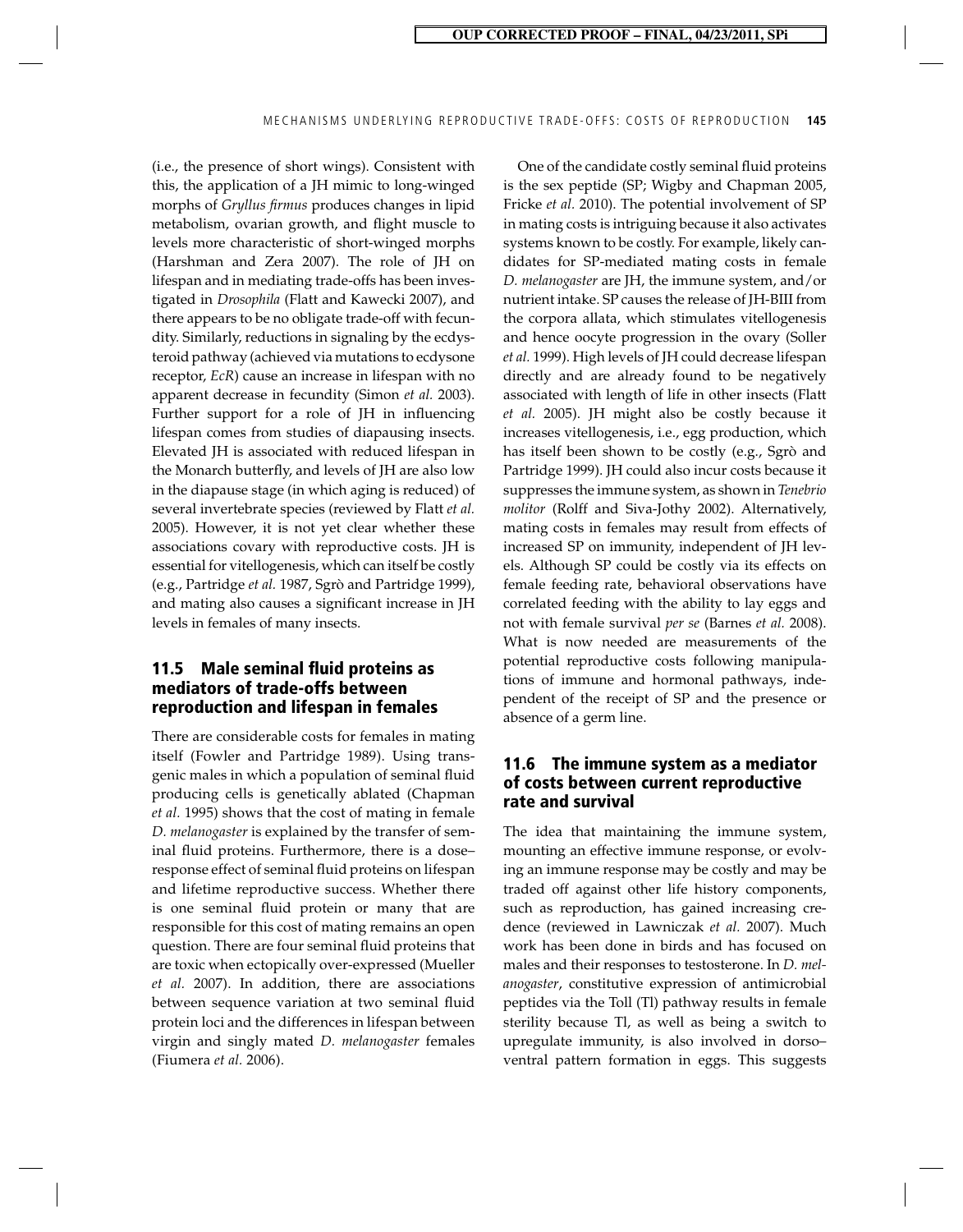(i.e., the presence of short wings). Consistent with this, the application of a JH mimic to long-winged morphs of *Gryllus firmus* produces changes in lipid metabolism, ovarian growth, and flight muscle to levels more characteristic of short-winged morphs (Harshman and Zera 2007). The role of JH on lifespan and in mediating trade-offs has been investigated in *Drosophila* (Flatt and Kawecki 2007), and there appears to be no obligate trade-off with fecundity. Similarly, reductions in signaling by the ecdysteroid pathway (achieved via mutations to ecdysone receptor, *EcR*) cause an increase in lifespan with no apparent decrease in fecundity (Simon *et al.* 2003). Further support for a role of JH in influencing lifespan comes from studies of diapausing insects. Elevated JH is associated with reduced lifespan in the Monarch butterfly, and levels of JH are also low in the diapause stage (in which aging is reduced) of several invertebrate species (reviewed by Flatt *et al.* 2005). However, it is not yet clear whether these associations covary with reproductive costs. JH is essential for vitellogenesis, which can itself be costly (e.g., Partridge *et al.* 1987, Sgrò and Partridge 1999), and mating also causes a significant increase in JH levels in females of many insects.

## 11.5 Male seminal fluid proteins as mediators of trade-offs between reproduction and lifespan in females

There are considerable costs for females in mating itself (Fowler and Partridge 1989). Using transgenic males in which a population of seminal fluid producing cells is genetically ablated (Chapman *et al.* 1995) shows that the cost of mating in female *D. melanogaster* is explained by the transfer of seminal fluid proteins. Furthermore, there is a dose–response effect of seminal fluid proteins on lifespan and lifetime reproductive success. Whether there is one seminal fluid protein or many that are responsible for this cost of mating remains an open question. There are four seminal fluid proteins that are toxic when ectopically over-expressed (Mueller *et al.* 2007). In addition, there are associations between sequence variation at two seminal fluid protein loci and the differences in lifespan between virgin and singly mated *D. melanogaster* females (Fiumera *et al.* 2006).

One of the candidate costly seminal fluid proteins is the sex peptide (SP; Wigby and Chapman 2005, Fricke *et al.* 2010). The potential involvement of SP in mating costs is intriguing because it also activates systems known to be costly. For example, likely candidates for SP-mediated mating costs in female *D. melanogaster* are JH, the immune system, and/or nutrient intake. SP causes the release of JH-BIII from the corpora allata, which stimulates vitellogenesis and hence oocyte progression in the ovary (Soller *et al.* 1999). High levels of JH could decrease lifespan directly and are already found to be negatively associated with length of life in other insects (Flatt *et al.* 2005). JH might also be costly because it increases vitellogenesis, i.e., egg production, which has itself been shown to be costly (e.g., Sgrò and Partridge 1999). JH could also incur costs because it suppresses the immune system, as shown in *Tenebrio molitor* (Rolff and Siva-Jothy 2002). Alternatively, mating costs in females may result from effects of increased SP on immunity, independent of JH levels. Although SP could be costly via its effects on female feeding rate, behavioral observations have correlated feeding with the ability to lay eggs and not with female survival *per se* (Barnes *et al.* 2008). What is now needed are measurements of the potential reproductive costs following manipulations of immune and hormonal pathways, independent of the receipt of SP and the presence or absence of a germ line.

## 11.6 The immune system as a mediator of costs between current reproductive rate and survival

The idea that maintaining the immune system, mounting an effective immune response, or evolving an immune response may be costly and may be traded off against other life history components, such as reproduction, has gained increasing credence (reviewed in Lawniczak *et al.* 2007). Much work has been done in birds and has focused on males and their responses to testosterone. In *D. melanogaster*, constitutive expression of antimicrobial peptides via the Toll (Tl) pathway results in female sterility because Tl, as well as being a switch to upregulate immunity, is also involved in dorso–ventral pattern formation in eggs. This suggests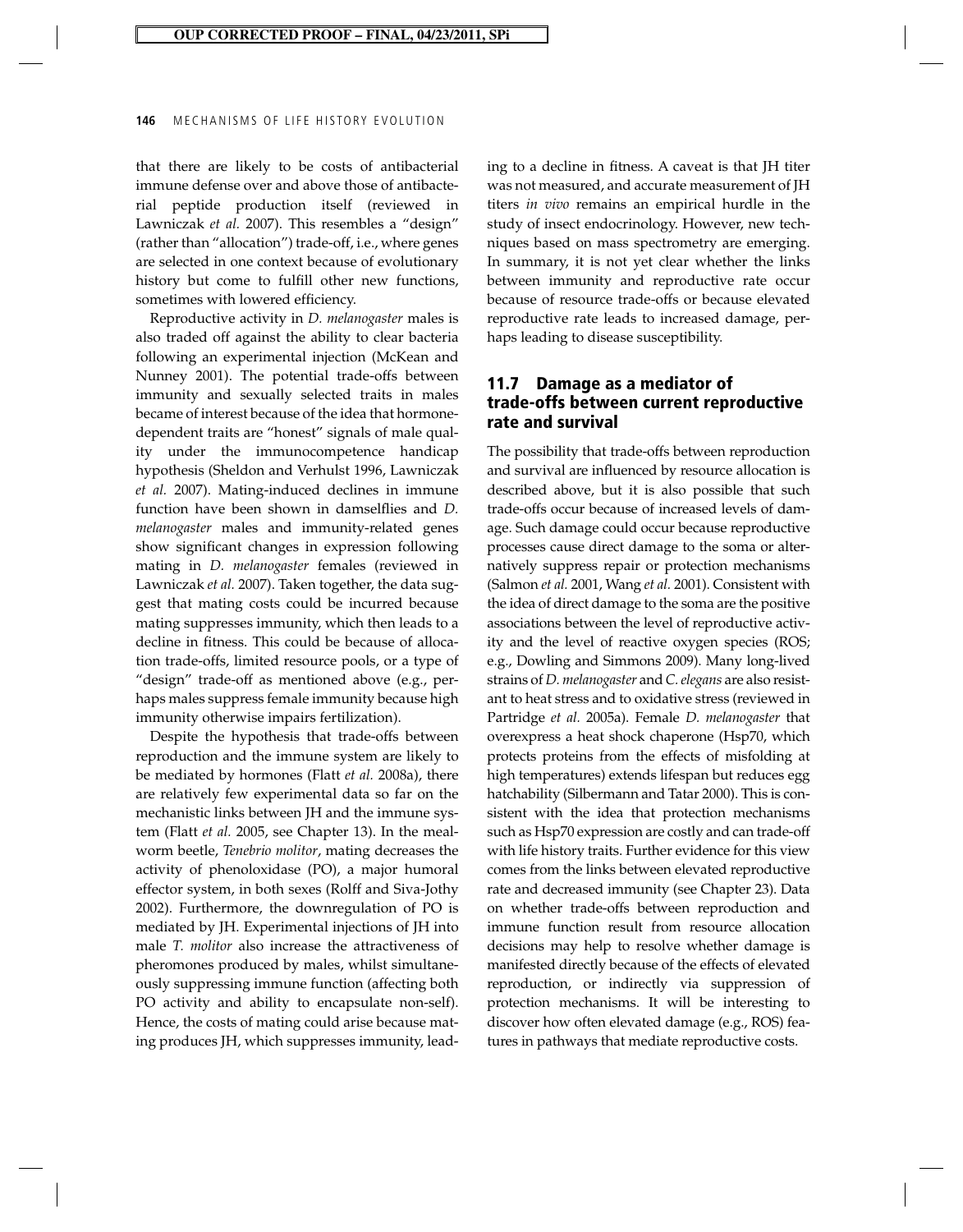that there are likely to be costs of antibacterial immune defense over and above those of antibacterial peptide production itself (reviewed in Lawniczak *et al.* 2007). This resembles a "design" (rather than "allocation") trade-off, i.e., where genes are selected in one context because of evolutionary history but come to fulfill other new functions, sometimes with lowered efficiency.

Reproductive activity in *D. melanogaster* males is also traded off against the ability to clear bacteria following an experimental injection (McKean and Nunney 2001). The potential trade-offs between immunity and sexually selected traits in males became of interest because of the idea that hormone-dependent traits are "honest" signals of male quality under the immunocompetence handicap hypothesis (Sheldon and Verhulst 1996, Lawniczak *et al.* 2007). Mating-induced declines in immune function have been shown in damselflies and *D. melanogaster* males and immunity-related genes show significant changes in expression following mating in *D. melanogaster* females (reviewed in Lawniczak *et al.* 2007). Taken together, the data suggest that mating costs could be incurred because mating suppresses immunity, which then leads to a decline in fitness. This could be because of allocation trade-offs, limited resource pools, or a type of "design" trade-off as mentioned above (e.g., perhaps males suppress female immunity because high immunity otherwise impairs fertilization).

Despite the hypothesis that trade-offs between reproduction and the immune system are likely to be mediated by hormones (Flatt *et al.* 2008a), there are relatively few experimental data so far on the mechanistic links between JH and the immune system (Flatt *et al.* 2005, see Chapter 13). In the mealworm beetle, *Tenebrio molitor*, mating decreases the activity of phenoloxidase (PO), a major humoral effector system, in both sexes (Rolff and Siva-Jothy 2002). Furthermore, the downregulation of PO is mediated by JH. Experimental injections of JH into male *T. molitor* also increase the attractiveness of pheromones produced by males, whilst simultaneously suppressing immune function (affecting both PO activity and ability to encapsulate non-self). Hence, the costs of mating could arise because mating produces JH, which suppresses immunity, leading to a decline in fitness. A caveat is that JH titer was not measured, and accurate measurement of JH titers *in vivo* remains an empirical hurdle in the study of insect endocrinology. However, new techniques based on mass spectrometry are emerging. In summary, it is not yet clear whether the links between immunity and reproductive rate occur because of resource trade-offs or because elevated reproductive rate leads to increased damage, perhaps leading to disease susceptibility.

## 11.7 Damage as a mediator of trade-offs between current reproductive rate and survival

The possibility that trade-offs between reproduction and survival are influenced by resource allocation is described above, but it is also possible that such trade-offs occur because of increased levels of damage. Such damage could occur because reproductive processes cause direct damage to the soma or alternatively suppress repair or protection mechanisms (Salmon *et al.* 2001, Wang *et al.* 2001). Consistent with the idea of direct damage to the soma are the positive associations between the level of reproductive activity and the level of reactive oxygen species (ROS; e.g., Dowling and Simmons 2009). Many long-lived strains of *D. melanogaster* and *C. elegans* are also resistant to heat stress and to oxidative stress (reviewed in Partridge *et al.* 2005a). Female *D. melanogaster* that overexpress a heat shock chaperone (Hsp70, which protects proteins from the effects of misfolding at high temperatures) extends lifespan but reduces egg hatchability (Silbermann and Tatar 2000). This is consistent with the idea that protection mechanisms such as Hsp70 expression are costly and can trade-off with life history traits. Further evidence for this view comes from the links between elevated reproductive rate and decreased immunity (see Chapter 23). Data on whether trade-offs between reproduction and immune function result from resource allocation decisions may help to resolve whether damage is manifested directly because of the effects of elevated reproduction, or indirectly via suppression of protection mechanisms. It will be interesting to discover how often elevated damage (e.g., ROS) features in pathways that mediate reproductive costs.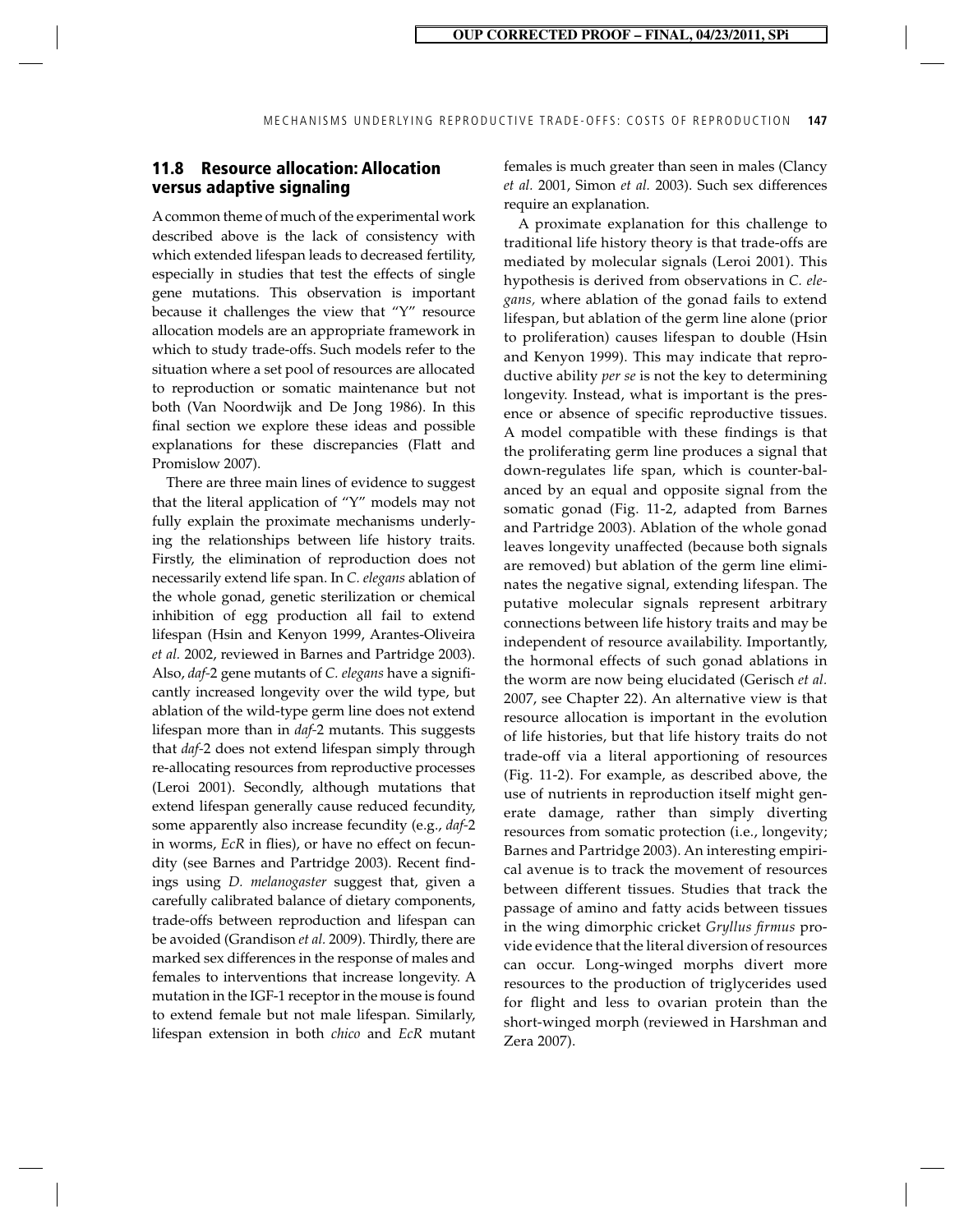## 11.8 Resource allocation: Allocation versus adaptive signaling

A common theme of much of the experimental work described above is the lack of consistency with which extended lifespan leads to decreased fertility, especially in studies that test the effects of single gene mutations. This observation is important because it challenges the view that "Y" resource allocation models are an appropriate framework in which to study trade-offs. Such models refer to the situation where a set pool of resources are allocated to reproduction or somatic maintenance but not both (Van Noordwijk and De Jong 1986). In this final section we explore these ideas and possible explanations for these discrepancies (Flatt and Promislow 2007).

There are three main lines of evidence to suggest that the literal application of "Y" models may not fully explain the proximate mechanisms underlying the relationships between life history traits. Firstly, the elimination of reproduction does not necessarily extend life span. In *C. elegans* ablation of the whole gonad, genetic sterilization or chemical inhibition of egg production all fail to extend lifespan (Hsin and Kenyon 1999, Arantes-Oliveira *et al.* 2002, reviewed in Barnes and Partridge 2003). Also, *daf*-2 gene mutants of *C. elegans* have a significantly increased longevity over the wild type, but ablation of the wild-type germ line does not extend lifespan more than in *daf*-2 mutants. This suggests that *daf*-2 does not extend lifespan simply through re-allocating resources from reproductive processes (Leroi 2001). Secondly, although mutations that extend lifespan generally cause reduced fecundity, some apparently also increase fecundity (e.g., *daf*-2 in worms, *EcR* in flies), or have no effect on fecundity (see Barnes and Partridge 2003). Recent findings using *D. melanogaster* suggest that, given a carefully calibrated balance of dietary components, trade-offs between reproduction and lifespan can be avoided (Grandison *et al.* 2009). Thirdly, there are marked sex differences in the response of males and females to interventions that increase longevity. A mutation in the IGF-1 receptor in the mouse is found to extend female but not male lifespan. Similarly, lifespan extension in both *chico* and *EcR* mutant females is much greater than seen in males (Clancy *et al.* 2001, Simon *et al.* 2003). Such sex differences require an explanation.

A proximate explanation for this challenge to traditional life history theory is that trade-offs are mediated by molecular signals (Leroi 2001). This hypothesis is derived from observations in *C. elegans,* where ablation of the gonad fails to extend lifespan, but ablation of the germ line alone (prior to proliferation) causes lifespan to double (Hsin and Kenyon 1999). This may indicate that reproductive ability *per se* is not the key to determining longevity. Instead, what is important is the presence or absence of specific reproductive tissues. A model compatible with these findings is that the proliferating germ line produces a signal that down-regulates life span, which is counter-balanced by an equal and opposite signal from the somatic gonad (Fig. 11-2, adapted from Barnes and Partridge 2003). Ablation of the whole gonad leaves longevity unaffected (because both signals are removed) but ablation of the germ line eliminates the negative signal, extending lifespan. The putative molecular signals represent arbitrary connections between life history traits and may be independent of resource availability. Importantly, the hormonal effects of such gonad ablations in the worm are now being elucidated (Gerisch *et al.* 2007, see Chapter 22). An alternative view is that resource allocation is important in the evolution of life histories, but that life history traits do not trade-off via a literal apportioning of resources (Fig. 11-2). For example, as described above, the use of nutrients in reproduction itself might generate damage, rather than simply diverting resources from somatic protection (i.e., longevity; Barnes and Partridge 2003). An interesting empirical avenue is to track the movement of resources between different tissues. Studies that track the passage of amino and fatty acids between tissues in the wing dimorphic cricket *Gryllus firmus* provide evidence that the literal diversion of resources can occur. Long-winged morphs divert more resources to the production of triglycerides used for flight and less to ovarian protein than the short-winged morph (reviewed in Harshman and Zera 2007).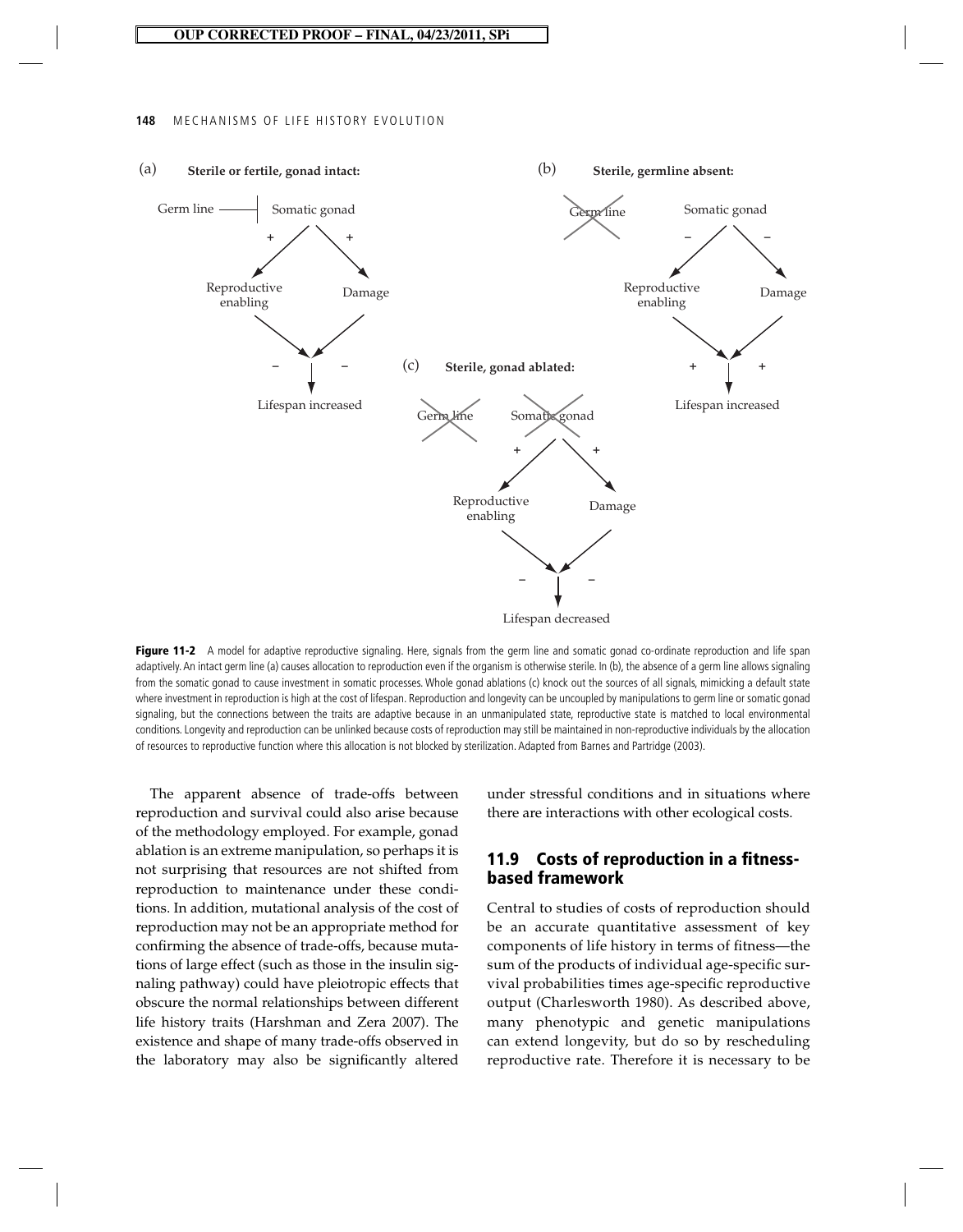**Figure 11-2** A model for adaptive reproductive signaling. Here, signals from the germ line and somatic gonad co-ordinate reproduction and life span adaptively. An intact germ line (a) causes allocation to reproduction even if the organism is otherwise sterile. In (b), the absence of a germ line allows signaling from the somatic gonad to cause investment in somatic processes. Whole gonad ablations (c) knock out the sources of all signals, mimicking a default state where investment in reproduction is high at the cost of lifespan. Reproduction and longevity can be uncoupled by manipulations to germ line or somatic gonad signaling, but the connections between the traits are adaptive because in an unmanipulated state, reproductive state is matched to local environmental conditions. Longevity and reproduction can be unlinked because costs of reproduction may still be maintained in non-reproductive individuals by the allocation of resources to reproductive function where this allocation is not blocked by sterilization. Adapted from Barnes and Partridge (2003).

The apparent absence of trade-offs between reproduction and survival could also arise because of the methodology employed. For example, gonad ablation is an extreme manipulation, so perhaps it is not surprising that resources are not shifted from reproduction to maintenance under these conditions. In addition, mutational analysis of the cost of reproduction may not be an appropriate method for confirming the absence of trade-offs, because mutations of large effect (such as those in the insulin signaling pathway) could have pleiotropic effects that obscure the normal relationships between different life history traits (Harshman and Zera 2007). The existence and shape of many trade-offs observed in the laboratory may also be significantly altered under stressful conditions and in situations where there are interactions with other ecological costs.

## 11.9 Costs of reproduction in a fitness-based framework

Central to studies of costs of reproduction should be an accurate quantitative assessment of key components of life history in terms of fitness—the sum of the products of individual age-specific survival probabilities times age-specific reproductive output (Charlesworth 1980). As described above, many phenotypic and genetic manipulations can extend longevity, but do so by rescheduling reproductive rate. Therefore it is necessary to be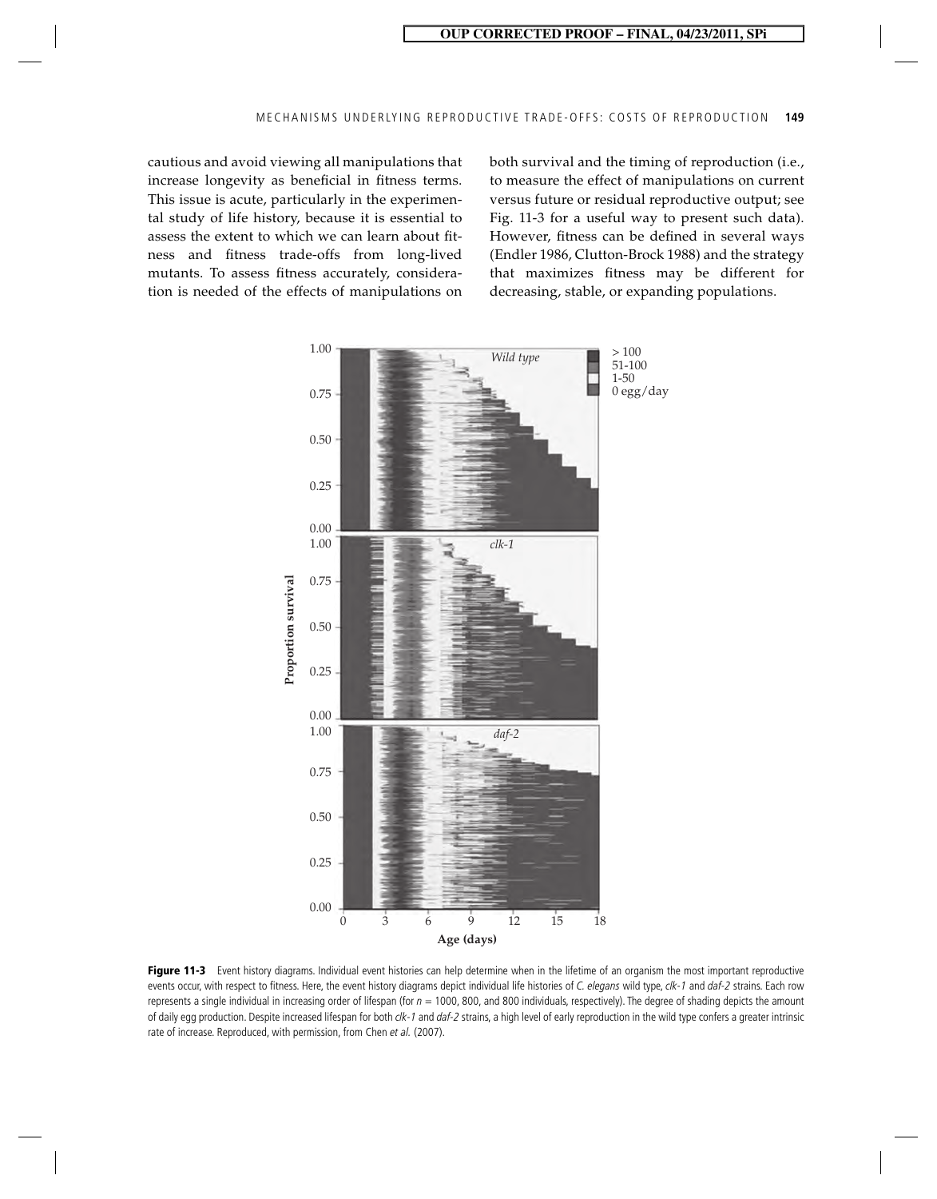cautious and avoid viewing all manipulations that increase longevity as beneficial in fitness terms. This issue is acute, particularly in the experimental study of life history, because it is essential to assess the extent to which we can learn about fitness and fitness trade-offs from long-lived mutants. To assess fitness accurately, consideration is needed of the effects of manipulations on both survival and the timing of reproduction (i.e., to measure the effect of manipulations on current versus future or residual reproductive output; see Fig. 11-3 for a useful way to present such data). However, fitness can be defined in several ways (Endler 1986, Clutton-Brock 1988) and the strategy that maximizes fitness may be different for decreasing, stable, or expanding populations.

**Figure 11-3** Event history diagrams. Individual event histories can help determine when in the lifetime of an organism the most important reproductive events occur, with respect to fitness. Here, the event history diagrams depict individual life histories of *C. elegans* wild type, *clk-1* and *daf-2* strains. Each row represents a single individual in increasing order of lifespan (for $n$ = 1000, 800, and 800 individuals, respectively). The degree of shading depicts the amount of daily egg production. Despite increased lifespan for both *clk-1* and *daf-2* strains, a high level of early reproduction in the wild type confers a greater intrinsic rate of increase. Reproduced, with permission, from Chen *et al.* (2007).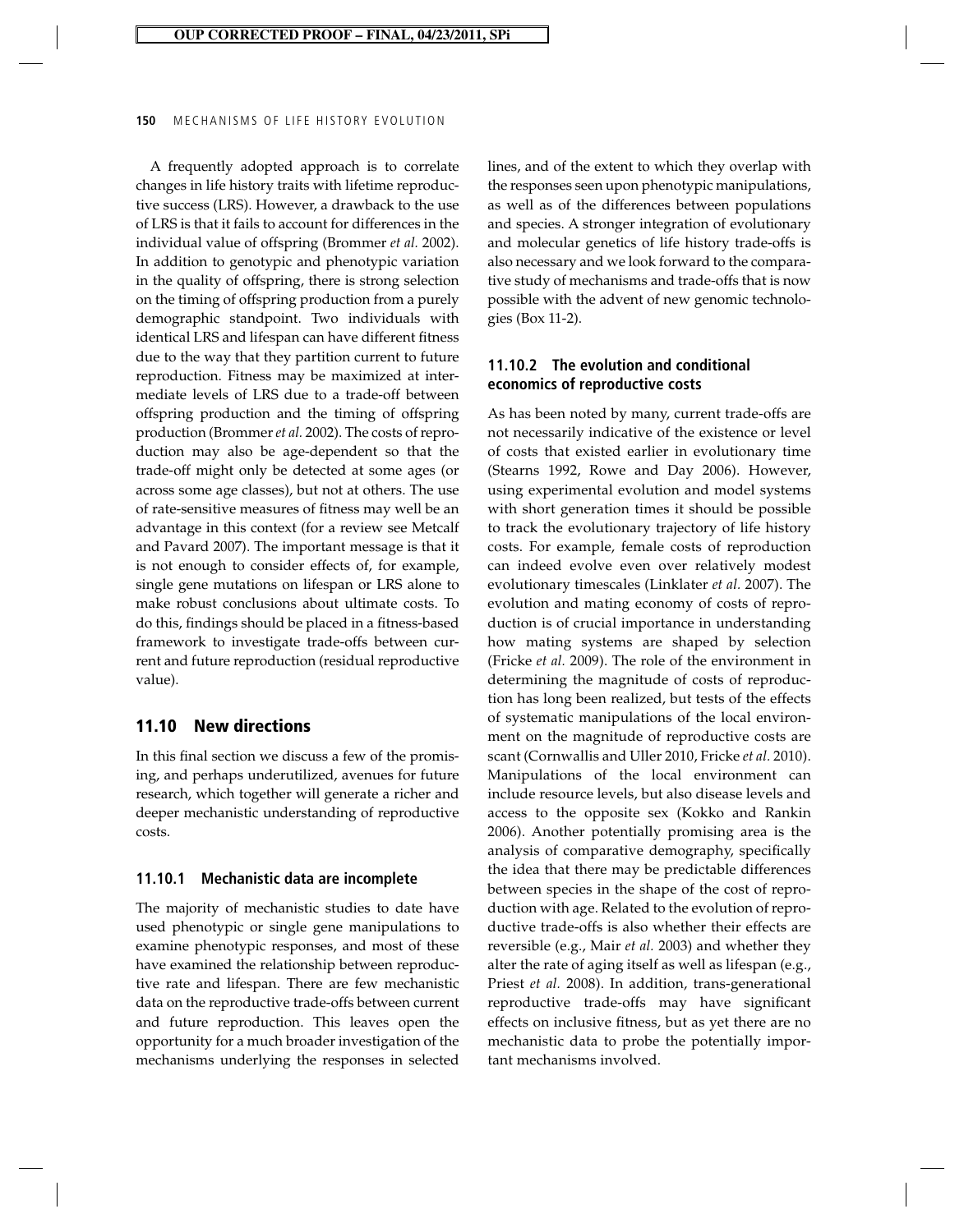A frequently adopted approach is to correlate changes in life history traits with lifetime reproductive success (LRS). However, a drawback to the use of LRS is that it fails to account for differences in the individual value of offspring (Brommer *et al.* 2002). In addition to genotypic and phenotypic variation in the quality of offspring, there is strong selection on the timing of offspring production from a purely demographic standpoint. Two individuals with identical LRS and lifespan can have different fitness due to the way that they partition current to future reproduction. Fitness may be maximized at intermediate levels of LRS due to a trade-off between offspring production and the timing of offspring production (Brommer *et al.* 2002). The costs of reproduction may also be age-dependent so that the trade-off might only be detected at some ages (or across some age classes), but not at others. The use of rate-sensitive measures of fitness may well be an advantage in this context (for a review see Metcalf and Pavard 2007). The important message is that it is not enough to consider effects of, for example, single gene mutations on lifespan or LRS alone to make robust conclusions about ultimate costs. To do this, findings should be placed in a fitness-based framework to investigate trade-offs between current and future reproduction (residual reproductive value).

## 11.10 New directions

In this final section we discuss a few of the promising, and perhaps underutilized, avenues for future research, which together will generate a richer and deeper mechanistic understanding of reproductive costs.

### 11.10.1 Mechanistic data are incomplete

The majority of mechanistic studies to date have used phenotypic or single gene manipulations to examine phenotypic responses, and most of these have examined the relationship between reproductive rate and lifespan. There are few mechanistic data on the reproductive trade-offs between current and future reproduction. This leaves open the opportunity for a much broader investigation of the mechanisms underlying the responses in selected lines, and of the extent to which they overlap with the responses seen upon phenotypic manipulations, as well as of the differences between populations and species. A stronger integration of evolutionary and molecular genetics of life history trade-offs is also necessary and we look forward to the comparative study of mechanisms and trade-offs that is now possible with the advent of new genomic technologies (Box 11-2).

### 11.10.2 The evolution and conditional economics of reproductive costs

As has been noted by many, current trade-offs are not necessarily indicative of the existence or level of costs that existed earlier in evolutionary time (Stearns 1992, Rowe and Day 2006). However, using experimental evolution and model systems with short generation times it should be possible to track the evolutionary trajectory of life history costs. For example, female costs of reproduction can indeed evolve even over relatively modest evolutionary timescales (Linklater *et al.* 2007). The evolution and mating economy of costs of reproduction is of crucial importance in understanding how mating systems are shaped by selection (Fricke *et al.* 2009). The role of the environment in determining the magnitude of costs of reproduction has long been realized, but tests of the effects of systematic manipulations of the local environment on the magnitude of reproductive costs are scant (Cornwallis and Uller 2010, Fricke *et al.* 2010). Manipulations of the local environment can include resource levels, but also disease levels and access to the opposite sex (Kokko and Rankin 2006). Another potentially promising area is the analysis of comparative demography, specifically the idea that there may be predictable differences between species in the shape of the cost of reproduction with age. Related to the evolution of reproductive trade-offs is also whether their effects are reversible (e.g., Mair *et al.* 2003) and whether they alter the rate of aging itself as well as lifespan (e.g., Priest *et al.* 2008). In addition, trans-generational reproductive trade-offs may have significant effects on inclusive fitness, but as yet there are no mechanistic data to probe the potentially important mechanisms involved.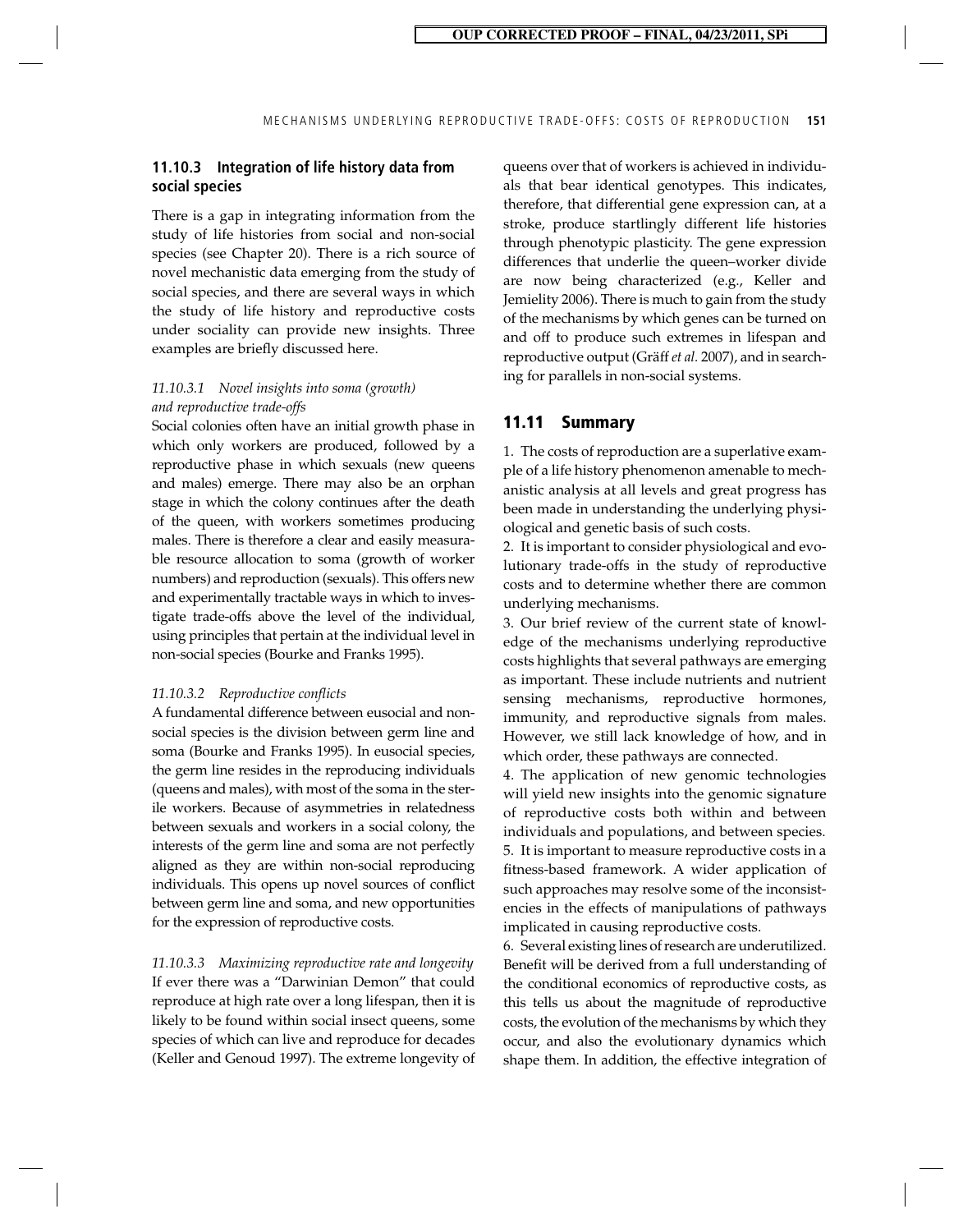### 11.10.3 Integration of life history data from social species

There is a gap in integrating information from the study of life histories from social and non-social species (see Chapter 20). There is a rich source of novel mechanistic data emerging from the study of social species, and there are several ways in which the study of life history and reproductive costs under sociality can provide new insights. Three examples are briefly discussed here.

#### *11.10.3.1 Novel insights into soma (growth) and reproductive trade-offs*

Social colonies often have an initial growth phase in which only workers are produced, followed by a reproductive phase in which sexuals (new queens and males) emerge. There may also be an orphan stage in which the colony continues after the death of the queen, with workers sometimes producing males. There is therefore a clear and easily measurable resource allocation to soma (growth of worker numbers) and reproduction (sexuals). This offers new and experimentally tractable ways in which to investigate trade-offs above the level of the individual, using principles that pertain at the individual level in non-social species (Bourke and Franks 1995).

#### *11.10.3.2 Reproductive conflicts*

A fundamental difference between eusocial and non-social species is the division between germ line and soma (Bourke and Franks 1995). In eusocial species, the germ line resides in the reproducing individuals (queens and males), with most of the soma in the sterile workers. Because of asymmetries in relatedness between sexuals and workers in a social colony, the interests of the germ line and soma are not perfectly aligned as they are within non-social reproducing individuals. This opens up novel sources of conflict between germ line and soma, and new opportunities for the expression of reproductive costs.

#### *11.10.3.3 Maximizing reproductive rate and longevity*

If ever there was a "Darwinian Demon" that could reproduce at high rate over a long lifespan, then it is likely to be found within social insect queens, some species of which can live and reproduce for decades (Keller and Genoud 1997). The extreme longevity of queens over that of workers is achieved in individuals that bear identical genotypes. This indicates, therefore, that differential gene expression can, at a stroke, produce startlingly different life histories through phenotypic plasticity. The gene expression differences that underlie the queen–worker divide are now being characterized (e.g., Keller and Jemielity 2006). There is much to gain from the study of the mechanisms by which genes can be turned on and off to produce such extremes in lifespan and reproductive output (Gräff *et al.* 2007), and in searching for parallels in non-social systems.

## 11.11 Summary

1. The costs of reproduction are a superlative example of a life history phenomenon amenable to mechanistic analysis at all levels and great progress has been made in understanding the underlying physiological and genetic basis of such costs.

2. It is important to consider physiological and evolutionary trade-offs in the study of reproductive costs and to determine whether there are common underlying mechanisms.

3. Our brief review of the current state of knowledge of the mechanisms underlying reproductive costs highlights that several pathways are emerging as important. These include nutrients and nutrient sensing mechanisms, reproductive hormones, immunity, and reproductive signals from males. However, we still lack knowledge of how, and in which order, these pathways are connected.

4. The application of new genomic technologies will yield new insights into the genomic signature of reproductive costs both within and between individuals and populations, and between species.

5. It is important to measure reproductive costs in a fitness-based framework. A wider application of such approaches may resolve some of the inconsistencies in the effects of manipulations of pathways implicated in causing reproductive costs.

6. Several existing lines of research are underutilized. Benefit will be derived from a full understanding of the conditional economics of reproductive costs, as this tells us about the magnitude of reproductive costs, the evolution of the mechanisms by which they occur, and also the evolutionary dynamics which shape them. In addition, the effective integration of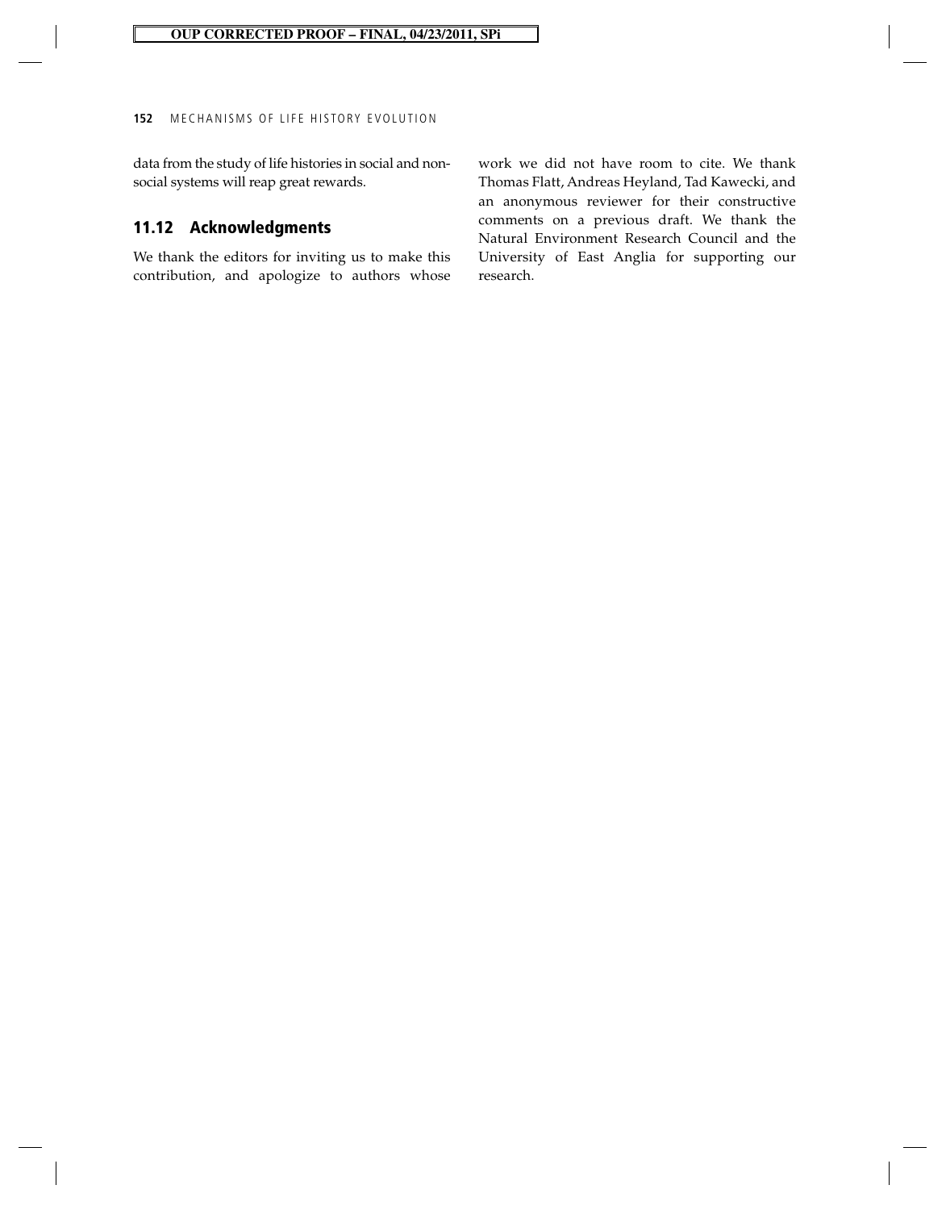data from the study of life histories in social and non-social systems will reap great rewards.

## 11.12 Acknowledgments

We thank the editors for inviting us to make this contribution, and apologize to authors whose work we did not have room to cite. We thank Thomas Flatt, Andreas Heyland, Tad Kawecki, and an anonymous reviewer for their constructive comments on a previous draft. We thank the Natural Environment Research Council and the University of East Anglia for supporting our research.